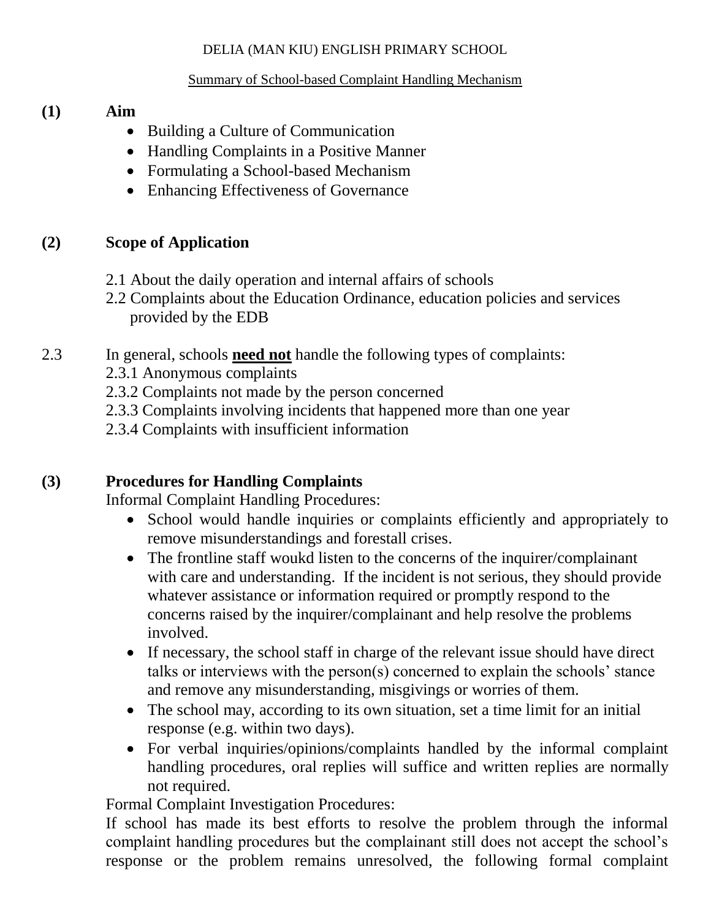DELIA (MAN KIU) ENGLISH PRIMARY SCHOOL

Summary of School-based Complaint Handling Mechanism

## (1) Aim

- Building a Culture of Communication
- Handling Complaints in a Positive Manner
- Formulating a School-based Mechanism
- Enhancing Effectiveness of Governance

## (2) Scope of Application

2.1 About the daily operation and internal affairs of schools

2.2 Complaints about the Education Ordinance, education policies and services provided by the EDB

2.3 In general, schools **need not** handle the following types of complaints:

2.3.1 Anonymous complaints

2.3.2 Complaints not made by the person concerned

2.3.3 Complaints involving incidents that happened more than one year

2.3.4 Complaints with insufficient information

## (3) Procedures for Handling Complaints

Informal Complaint Handling Procedures:

- School would handle inquiries or complaints efficiently and appropriately to remove misunderstandings and forestall crises.
- The frontline staff woukd listen to the concerns of the inquirer/complainant with care and understanding. If the incident is not serious, they should provide whatever assistance or information required or promptly respond to the concerns raised by the inquirer/complainant and help resolve the problems involved.
- If necessary, the school staff in charge of the relevant issue should have direct talks or interviews with the person(s) concerned to explain the schools' stance and remove any misunderstanding, misgivings or worries of them.
- The school may, according to its own situation, set a time limit for an initial response (e.g. within two days).
- For verbal inquiries/opinions/complaints handled by the informal complaint handling procedures, oral replies will suffice and written replies are normally not required.

Formal Complaint Investigation Procedures:

If school has made its best efforts to resolve the problem through the informal complaint handling procedures but the complainant still does not accept the school's response or the problem remains unresolved, the following formal complaint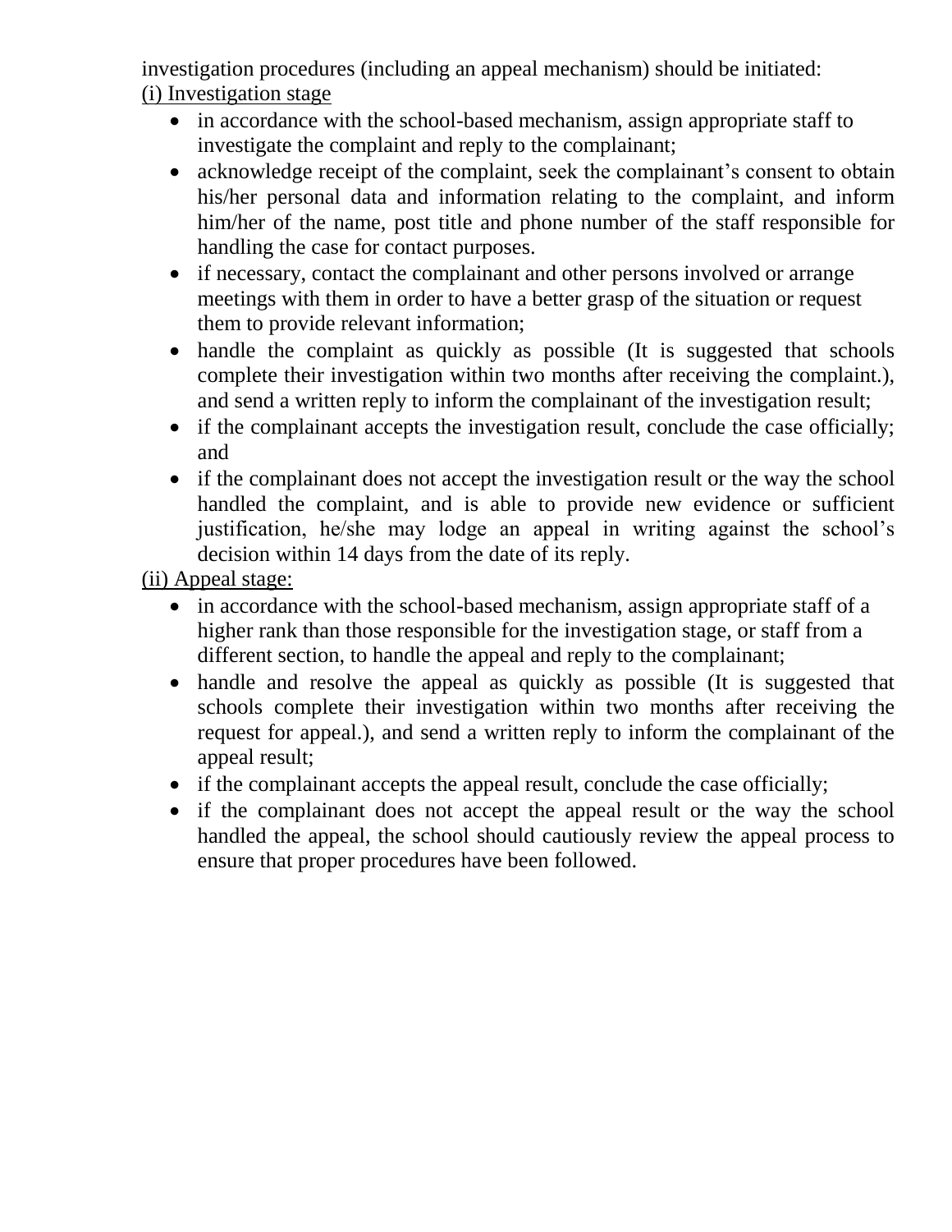investigation procedures (including an appeal mechanism) should be initiated:

<u>(i) Investigation stage</u>

- in accordance with the school-based mechanism, assign appropriate staff to investigate the complaint and reply to the complainant;
- acknowledge receipt of the complaint, seek the complainant's consent to obtain his/her personal data and information relating to the complaint, and inform him/her of the name, post title and phone number of the staff responsible for handling the case for contact purposes.
- if necessary, contact the complainant and other persons involved or arrange meetings with them in order to have a better grasp of the situation or request them to provide relevant information;
- handle the complaint as quickly as possible (It is suggested that schools complete their investigation within two months after receiving the complaint.), and send a written reply to inform the complainant of the investigation result;
- if the complainant accepts the investigation result, conclude the case officially; and
- if the complainant does not accept the investigation result or the way the school handled the complaint, and is able to provide new evidence or sufficient justification, he/she may lodge an appeal in writing against the school's decision within 14 days from the date of its reply.

<u>(ii) Appeal stage:</u>

- in accordance with the school-based mechanism, assign appropriate staff of a higher rank than those responsible for the investigation stage, or staff from a different section, to handle the appeal and reply to the complainant;
- handle and resolve the appeal as quickly as possible (It is suggested that schools complete their investigation within two months after receiving the request for appeal.), and send a written reply to inform the complainant of the appeal result;
- if the complainant accepts the appeal result, conclude the case officially;
- if the complainant does not accept the appeal result or the way the school handled the appeal, the school should cautiously review the appeal process to ensure that proper procedures have been followed.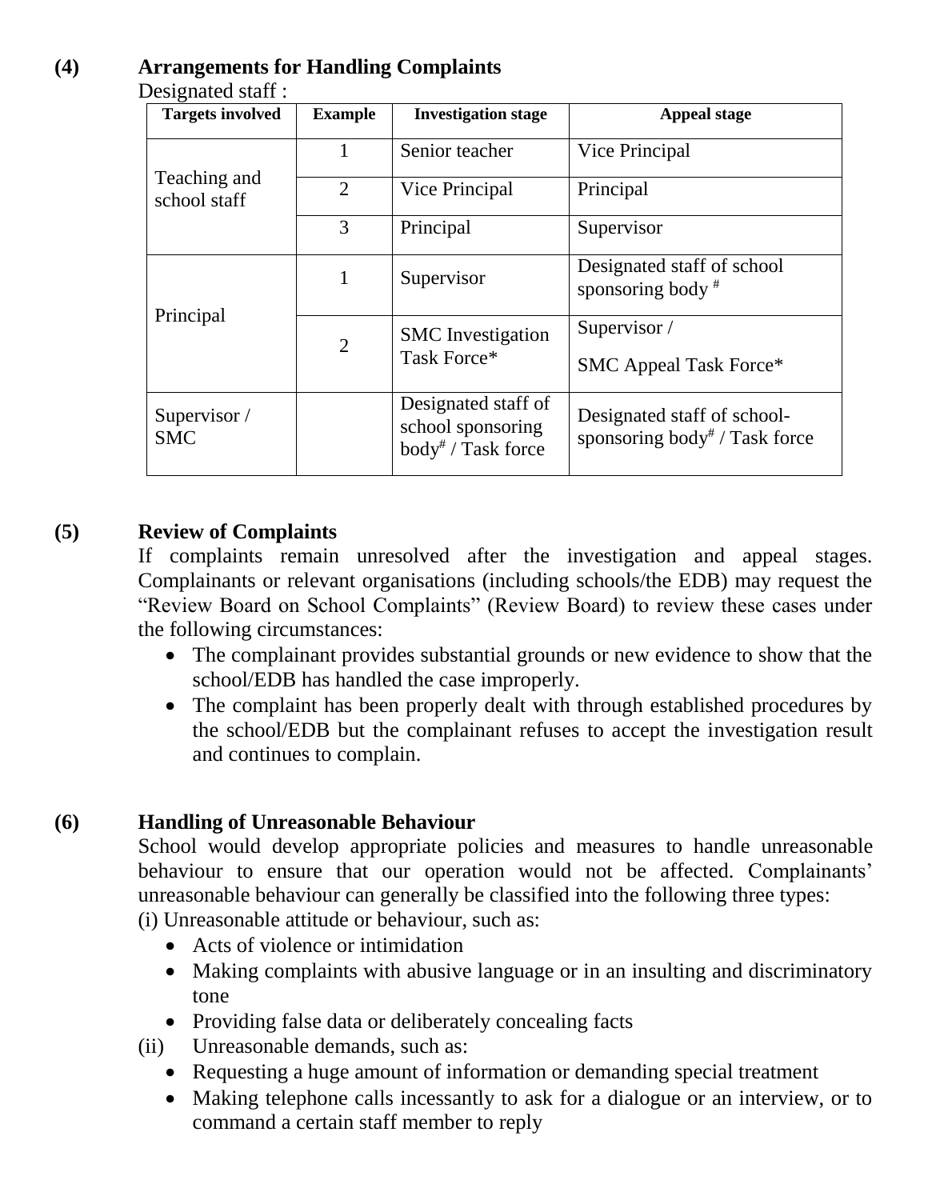## (4) Arrangements for Handling Complaints

Designated staff :

| Targets involved | Example | Investigation stage | Appeal stage |
|---|---|---|---|
| Teaching and school staff | 1 | Senior teacher | Vice Principal |
| | 2 | Vice Principal | Principal |
| | 3 | Principal | Supervisor |
| Principal | 1 | Supervisor | Designated staff of school sponsoring body # |
| | 2 | SMC Investigation Task Force* | Supervisor / SMC Appeal Task Force* |
| Supervisor / SMC | | Designated staff of school sponsoring body# / Task force | Designated staff of school-sponsoring body# / Task force |

## (5) Review of Complaints

If complaints remain unresolved after the investigation and appeal stages. Complainants or relevant organisations (including schools/the EDB) may request the "Review Board on School Complaints" (Review Board) to review these cases under the following circumstances:

- The complainant provides substantial grounds or new evidence to show that the school/EDB has handled the case improperly.
- The complaint has been properly dealt with through established procedures by the school/EDB but the complainant refuses to accept the investigation result and continues to complain.

## (6) Handling of Unreasonable Behaviour

School would develop appropriate policies and measures to handle unreasonable behaviour to ensure that our operation would not be affected. Complainants' unreasonable behaviour can generally be classified into the following three types:

(i) Unreasonable attitude or behaviour, such as:

- Acts of violence or intimidation
- Making complaints with abusive language or in an insulting and discriminatory tone
- Providing false data or deliberately concealing facts

(ii) Unreasonable demands, such as:

- Requesting a huge amount of information or demanding special treatment
- Making telephone calls incessantly to ask for a dialogue or an interview, or to command a certain staff member to reply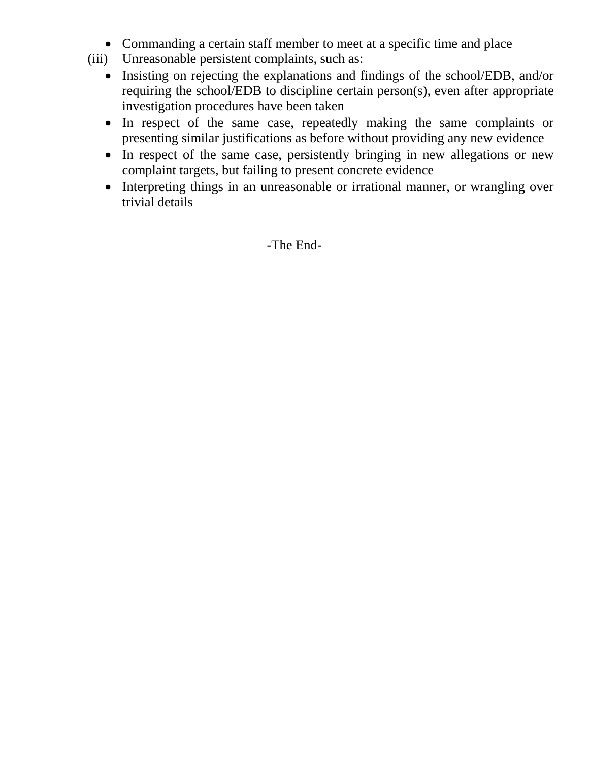- Commanding a certain staff member to meet at a specific time and place

(iii) Unreasonable persistent complaints, such as:

- Insisting on rejecting the explanations and findings of the school/EDB, and/or requiring the school/EDB to discipline certain person(s), even after appropriate investigation procedures have been taken
- In respect of the same case, repeatedly making the same complaints or presenting similar justifications as before without providing any new evidence
- In respect of the same case, persistently bringing in new allegations or new complaint targets, but failing to present concrete evidence
- Interpreting things in an unreasonable or irrational manner, or wrangling over trivial details

-The End-